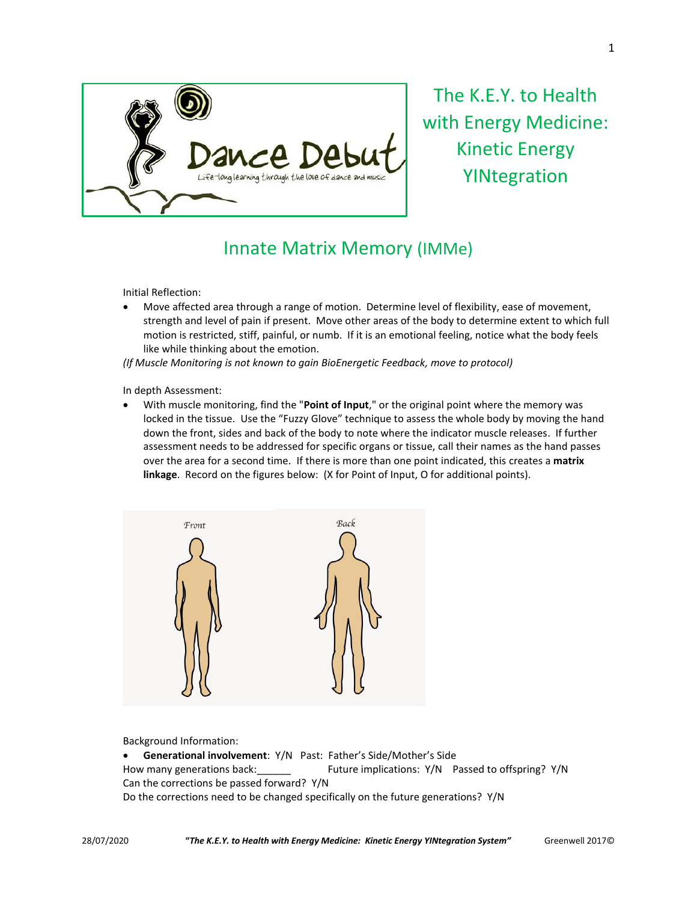Dance Debut

Life-long learning through the love of dance and music

# The K.E.Y. to Health with Energy Medicine: Kinetic Energy YINtegration

## Innate Matrix Memory (IMMe)

Initial Reflection:

- Move affected area through a range of motion. Determine level of flexibility, ease of movement, strength and level of pain if present. Move other areas of the body to determine extent to which full motion is restricted, stiff, painful, or numb. If it is an emotional feeling, notice what the body feels like while thinking about the emotion.

*(If Muscle Monitoring is not known to gain BioEnergetic Feedback, move to protocol)*

In depth Assessment:

- With muscle monitoring, find the "**Point of Input**," or the original point where the memory was locked in the tissue. Use the "Fuzzy Glove" technique to assess the whole body by moving the hand down the front, sides and back of the body to note where the indicator muscle releases. If further assessment needs to be addressed for specific organs or tissue, call their names as the hand passes over the area for a second time. If there is more than one point indicated, this creates a **matrix linkage**. Record on the figures below: (X for Point of Input, O for additional points).

Front

Back

Background Information:

- **Generational involvement**: Y/N Past: Father's Side/Mother's Side

How many generations back:______ Future implications: Y/N Passed to offspring? Y/N

Can the corrections be passed forward? Y/N

Do the corrections need to be changed specifically on the future generations? Y/N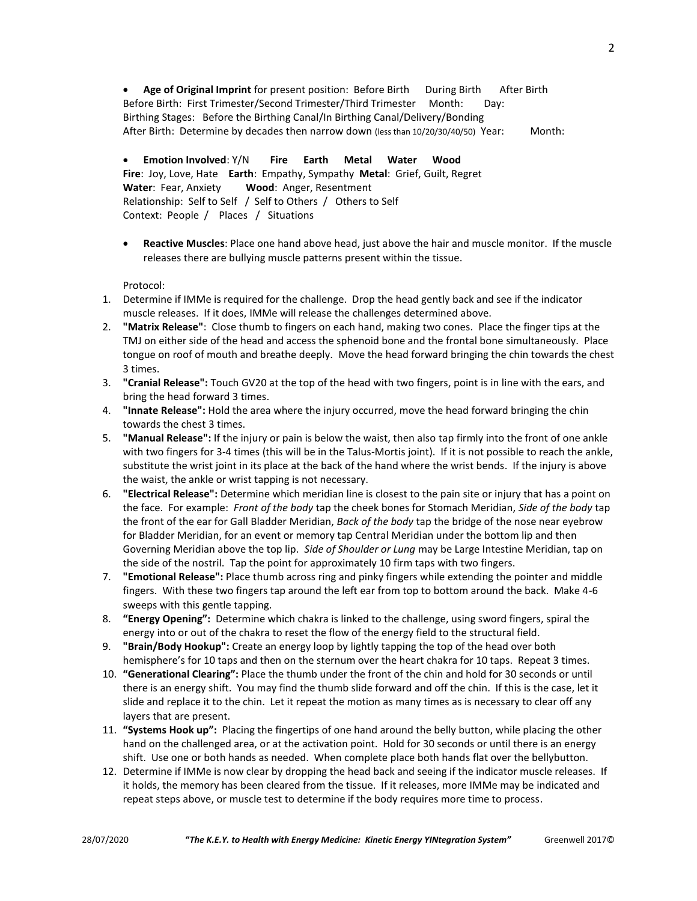- **Age of Original Imprint** for present position: Before Birth During Birth After Birth
  Before Birth: First Trimester/Second Trimester/Third Trimester Month: Day:
  Birthing Stages: Before the Birthing Canal/In Birthing Canal/Delivery/Bonding
  After Birth: Determine by decades then narrow down (less than 10/20/30/40/50) Year: Month:

- **Emotion Involved**: Y/N **Fire Earth Metal Water Wood**
  **Fire**: Joy, Love, Hate **Earth**: Empathy, Sympathy **Metal**: Grief, Guilt, Regret
  **Water**: Fear, Anxiety **Wood**: Anger, Resentment
  Relationship: Self to Self / Self to Others / Others to Self
  Context: People / Places / Situations

- **Reactive Muscles**: Place one hand above head, just above the hair and muscle monitor. If the muscle releases there are bullying muscle patterns present within the tissue.

Protocol:

1. Determine if IMMe is required for the challenge. Drop the head gently back and see if the indicator muscle releases. If it does, IMMe will release the challenges determined above.
2. **"Matrix Release"**: Close thumb to fingers on each hand, making two cones. Place the finger tips at the TMJ on either side of the head and access the sphenoid bone and the frontal bone simultaneously. Place tongue on roof of mouth and breathe deeply. Move the head forward bringing the chin towards the chest 3 times.
3. **"Cranial Release":** Touch GV20 at the top of the head with two fingers, point is in line with the ears, and bring the head forward 3 times.
4. **"Innate Release":** Hold the area where the injury occurred, move the head forward bringing the chin towards the chest 3 times.
5. **"Manual Release":** If the injury or pain is below the waist, then also tap firmly into the front of one ankle with two fingers for 3-4 times (this will be in the Talus-Mortis joint). If it is not possible to reach the ankle, substitute the wrist joint in its place at the back of the hand where the wrist bends. If the injury is above the waist, the ankle or wrist tapping is not necessary.
6. **"Electrical Release":** Determine which meridian line is closest to the pain site or injury that has a point on the face. For example: *Front of the body* tap the cheek bones for Stomach Meridian, *Side of the body* tap the front of the ear for Gall Bladder Meridian, *Back of the body* tap the bridge of the nose near eyebrow for Bladder Meridian, for an event or memory tap Central Meridian under the bottom lip and then Governing Meridian above the top lip. *Side of Shoulder or Lung* may be Large Intestine Meridian, tap on the side of the nostril. Tap the point for approximately 10 firm taps with two fingers.
7. **"Emotional Release":** Place thumb across ring and pinky fingers while extending the pointer and middle fingers. With these two fingers tap around the left ear from top to bottom around the back. Make 4-6 sweeps with this gentle tapping.
8. **"Energy Opening":** Determine which chakra is linked to the challenge, using sword fingers, spiral the energy into or out of the chakra to reset the flow of the energy field to the structural field.
9. **"Brain/Body Hookup":** Create an energy loop by lightly tapping the top of the head over both hemisphere's for 10 taps and then on the sternum over the heart chakra for 10 taps. Repeat 3 times.
10. **"Generational Clearing":** Place the thumb under the front of the chin and hold for 30 seconds or until there is an energy shift. You may find the thumb slide forward and off the chin. If this is the case, let it slide and replace it to the chin. Let it repeat the motion as many times as is necessary to clear off any layers that are present.
11. **"Systems Hook up":** Placing the fingertips of one hand around the belly button, while placing the other hand on the challenged area, or at the activation point. Hold for 30 seconds or until there is an energy shift. Use one or both hands as needed. When complete place both hands flat over the bellybutton.
12. Determine if IMMe is now clear by dropping the head back and seeing if the indicator muscle releases. If it holds, the memory has been cleared from the tissue. If it releases, more IMMe may be indicated and repeat steps above, or muscle test to determine if the body requires more time to process.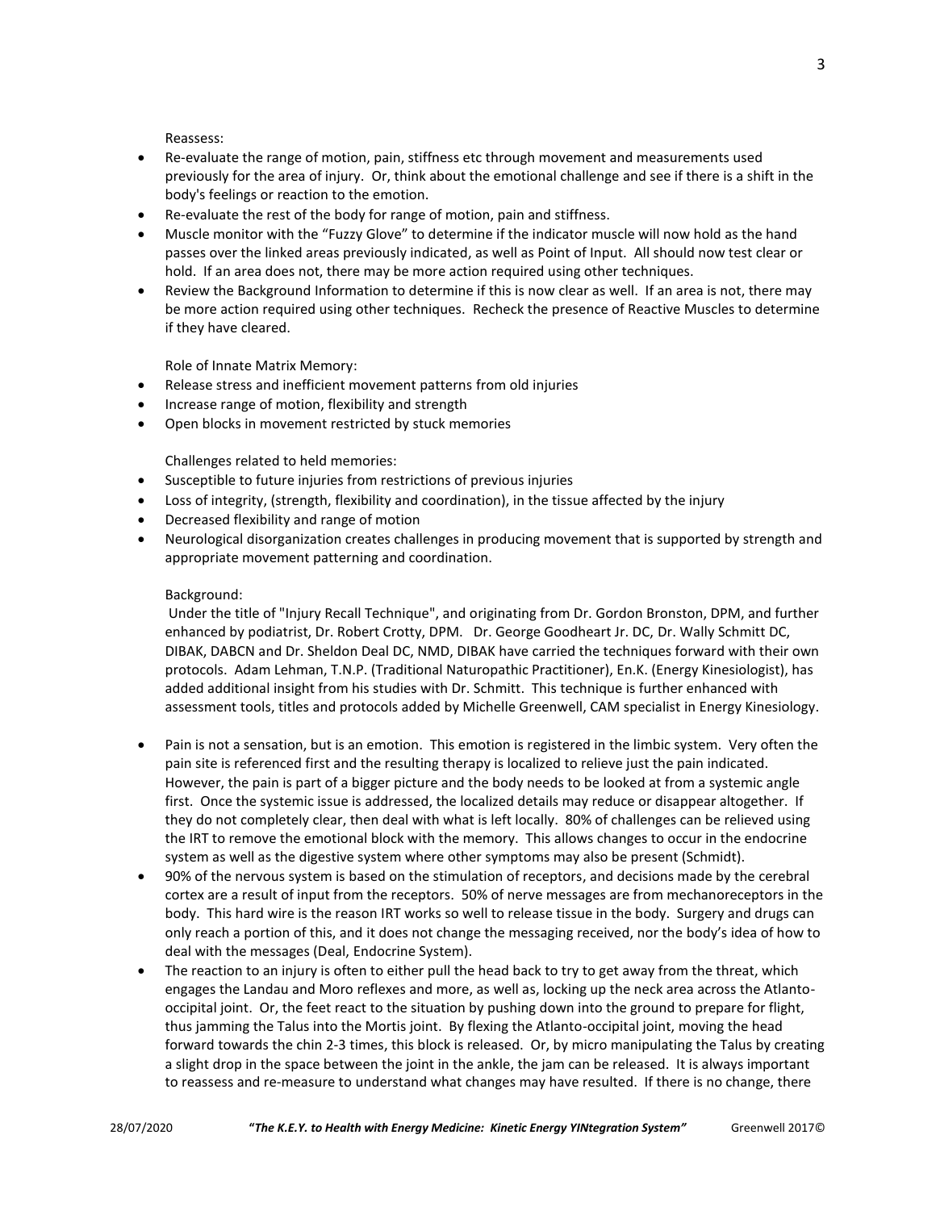Reassess:

- Re-evaluate the range of motion, pain, stiffness etc through movement and measurements used previously for the area of injury. Or, think about the emotional challenge and see if there is a shift in the body's feelings or reaction to the emotion.
- Re-evaluate the rest of the body for range of motion, pain and stiffness.
- Muscle monitor with the "Fuzzy Glove" to determine if the indicator muscle will now hold as the hand passes over the linked areas previously indicated, as well as Point of Input. All should now test clear or hold. If an area does not, there may be more action required using other techniques.
- Review the Background Information to determine if this is now clear as well. If an area is not, there may be more action required using other techniques. Recheck the presence of Reactive Muscles to determine if they have cleared.

Role of Innate Matrix Memory:

- Release stress and inefficient movement patterns from old injuries
- Increase range of motion, flexibility and strength
- Open blocks in movement restricted by stuck memories

Challenges related to held memories:

- Susceptible to future injuries from restrictions of previous injuries
- Loss of integrity, (strength, flexibility and coordination), in the tissue affected by the injury
- Decreased flexibility and range of motion
- Neurological disorganization creates challenges in producing movement that is supported by strength and appropriate movement patterning and coordination.

Background:

Under the title of "Injury Recall Technique", and originating from Dr. Gordon Bronston, DPM, and further enhanced by podiatrist, Dr. Robert Crotty, DPM. Dr. George Goodheart Jr. DC, Dr. Wally Schmitt DC, DIBAK, DABCN and Dr. Sheldon Deal DC, NMD, DIBAK have carried the techniques forward with their own protocols. Adam Lehman, T.N.P. (Traditional Naturopathic Practitioner), En.K. (Energy Kinesiologist), has added additional insight from his studies with Dr. Schmitt. This technique is further enhanced with assessment tools, titles and protocols added by Michelle Greenwell, CAM specialist in Energy Kinesiology.

- Pain is not a sensation, but is an emotion. This emotion is registered in the limbic system. Very often the pain site is referenced first and the resulting therapy is localized to relieve just the pain indicated. However, the pain is part of a bigger picture and the body needs to be looked at from a systemic angle first. Once the systemic issue is addressed, the localized details may reduce or disappear altogether. If they do not completely clear, then deal with what is left locally. 80% of challenges can be relieved using the IRT to remove the emotional block with the memory. This allows changes to occur in the endocrine system as well as the digestive system where other symptoms may also be present (Schmidt).
- 90% of the nervous system is based on the stimulation of receptors, and decisions made by the cerebral cortex are a result of input from the receptors. 50% of nerve messages are from mechanoreceptors in the body. This hard wire is the reason IRT works so well to release tissue in the body. Surgery and drugs can only reach a portion of this, and it does not change the messaging received, nor the body's idea of how to deal with the messages (Deal, Endocrine System).
- The reaction to an injury is often to either pull the head back to try to get away from the threat, which engages the Landau and Moro reflexes and more, as well as, locking up the neck area across the Atlanto-occipital joint. Or, the feet react to the situation by pushing down into the ground to prepare for flight, thus jamming the Talus into the Mortis joint. By flexing the Atlanto-occipital joint, moving the head forward towards the chin 2-3 times, this block is released. Or, by micro manipulating the Talus by creating a slight drop in the space between the joint in the ankle, the jam can be released. It is always important to reassess and re-measure to understand what changes may have resulted. If there is no change, there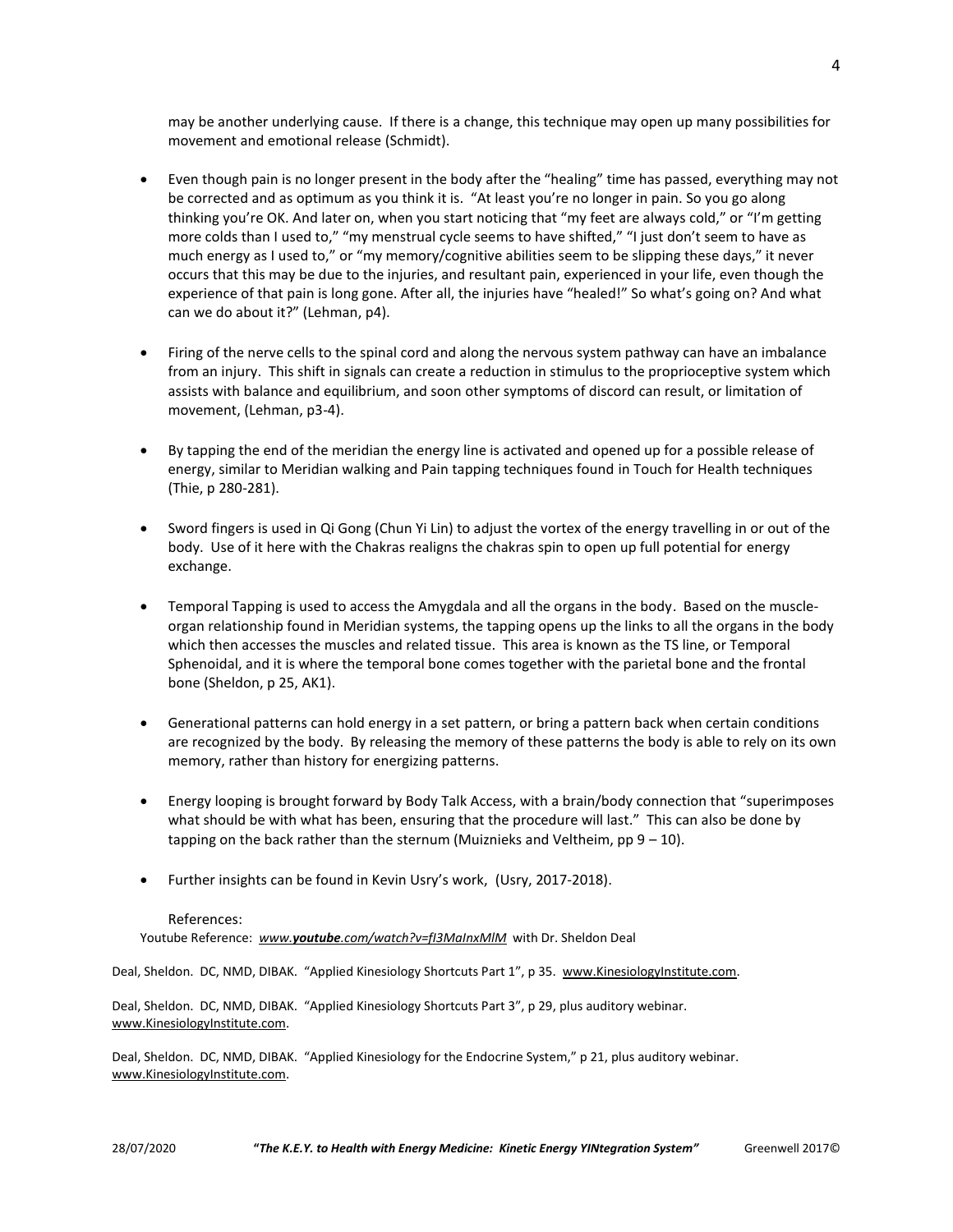may be another underlying cause. If there is a change, this technique may open up many possibilities for movement and emotional release (Schmidt).

- Even though pain is no longer present in the body after the "healing" time has passed, everything may not be corrected and as optimum as you think it is. "At least you're no longer in pain. So you go along thinking you're OK. And later on, when you start noticing that "my feet are always cold," or "I'm getting more colds than I used to," "my menstrual cycle seems to have shifted," "I just don't seem to have as much energy as I used to," or "my memory/cognitive abilities seem to be slipping these days," it never occurs that this may be due to the injuries, and resultant pain, experienced in your life, even though the experience of that pain is long gone. After all, the injuries have "healed!" So what's going on? And what can we do about it?" (Lehman, p4).

- Firing of the nerve cells to the spinal cord and along the nervous system pathway can have an imbalance from an injury. This shift in signals can create a reduction in stimulus to the proprioceptive system which assists with balance and equilibrium, and soon other symptoms of discord can result, or limitation of movement, (Lehman, p3-4).

- By tapping the end of the meridian the energy line is activated and opened up for a possible release of energy, similar to Meridian walking and Pain tapping techniques found in Touch for Health techniques (Thie, p 280-281).

- Sword fingers is used in Qi Gong (Chun Yi Lin) to adjust the vortex of the energy travelling in or out of the body. Use of it here with the Chakras realigns the chakras spin to open up full potential for energy exchange.

- Temporal Tapping is used to access the Amygdala and all the organs in the body. Based on the muscle-organ relationship found in Meridian systems, the tapping opens up the links to all the organs in the body which then accesses the muscles and related tissue. This area is known as the TS line, or Temporal Sphenoidal, and it is where the temporal bone comes together with the parietal bone and the frontal bone (Sheldon, p 25, AK1).

- Generational patterns can hold energy in a set pattern, or bring a pattern back when certain conditions are recognized by the body. By releasing the memory of these patterns the body is able to rely on its own memory, rather than history for energizing patterns.

- Energy looping is brought forward by Body Talk Access, with a brain/body connection that "superimposes what should be with what has been, ensuring that the procedure will last." This can also be done by tapping on the back rather than the sternum (Muiznieks and Veltheim, pp 9 – 10).

- Further insights can be found in Kevin Usry's work, (Usry, 2017-2018).

References:

Youtube Reference: *www.**youtube**.com/watch?v=fI3MaInxMlM* with Dr. Sheldon Deal

Deal, Sheldon. DC, NMD, DIBAK. "Applied Kinesiology Shortcuts Part 1", p 35. www.KinesiologyInstitute.com.

Deal, Sheldon. DC, NMD, DIBAK. "Applied Kinesiology Shortcuts Part 3", p 29, plus auditory webinar. www.KinesiologyInstitute.com.

Deal, Sheldon. DC, NMD, DIBAK. "Applied Kinesiology for the Endocrine System," p 21, plus auditory webinar. www.KinesiologyInstitute.com.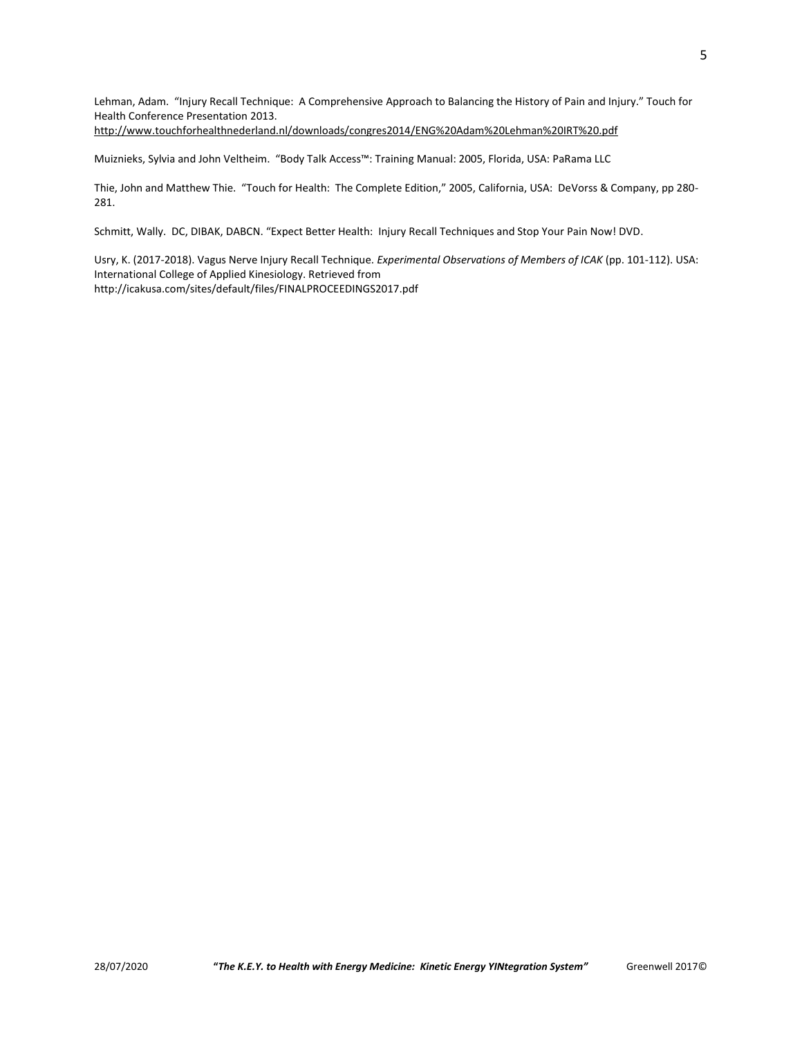Lehman, Adam. "Injury Recall Technique: A Comprehensive Approach to Balancing the History of Pain and Injury." Touch for Health Conference Presentation 2013.
http://www.touchforhealthnederland.nl/downloads/congres2014/ENG%20Adam%20Lehman%20IRT%20.pdf

Muiznieks, Sylvia and John Veltheim. "Body Talk Access™: Training Manual: 2005, Florida, USA: PaRama LLC

Thie, John and Matthew Thie. "Touch for Health: The Complete Edition," 2005, California, USA: DeVorss & Company, pp 280-281.

Schmitt, Wally. DC, DIBAK, DABCN. "Expect Better Health: Injury Recall Techniques and Stop Your Pain Now! DVD.

Usry, K. (2017-2018). Vagus Nerve Injury Recall Technique. *Experimental Observations of Members of ICAK* (pp. 101-112). USA: International College of Applied Kinesiology. Retrieved from http://icakusa.com/sites/default/files/FINALPROCEEDINGS2017.pdf